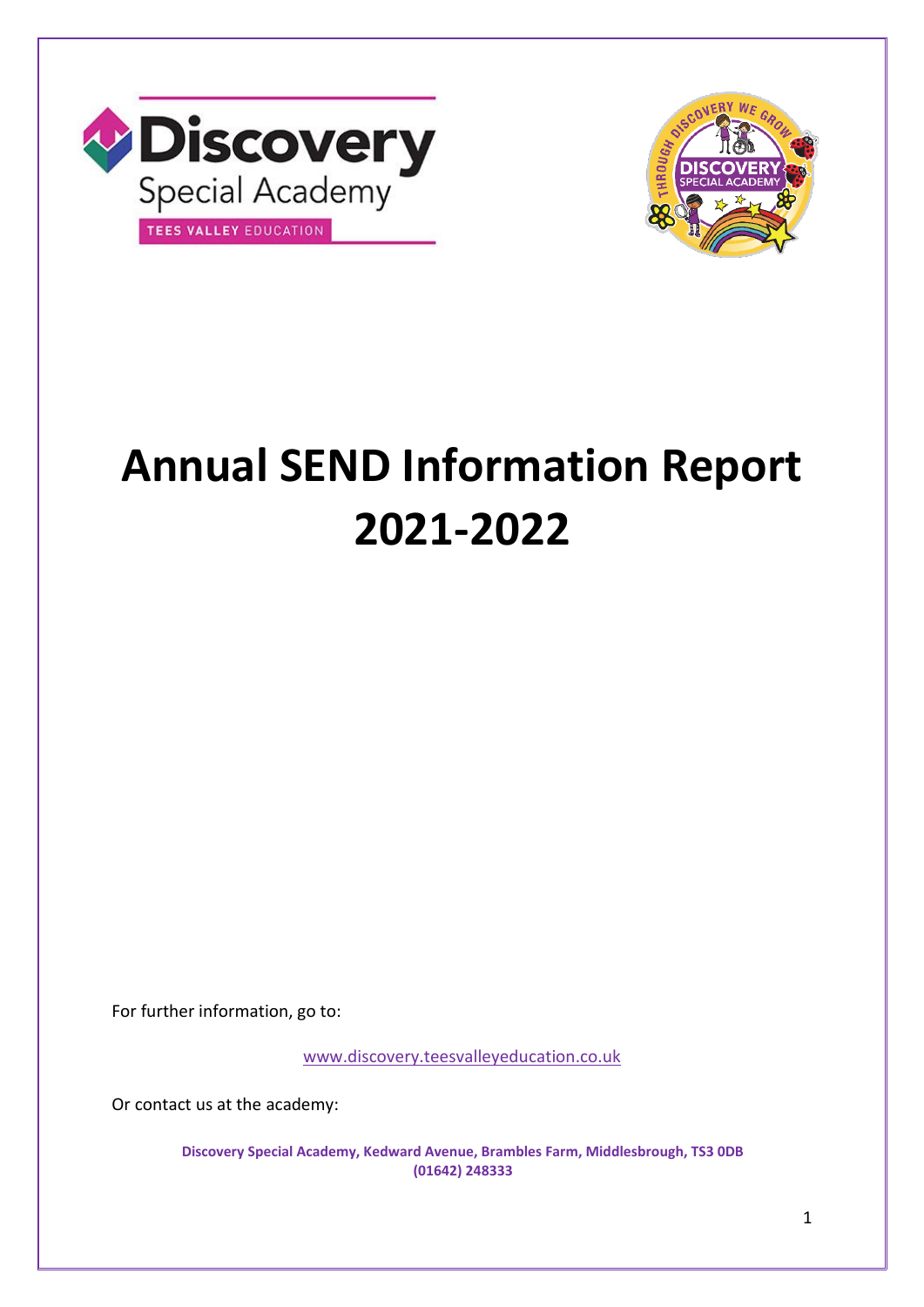# Annual SEND Information Report 2021-2022

For further information, go to:

www.discovery.teesvalleyeducation.co.uk

Or contact us at the academy:

**Discovery Special Academy, Kedward Avenue, Brambles Farm, Middlesbrough, TS3 0DB**
**(01642) 248333**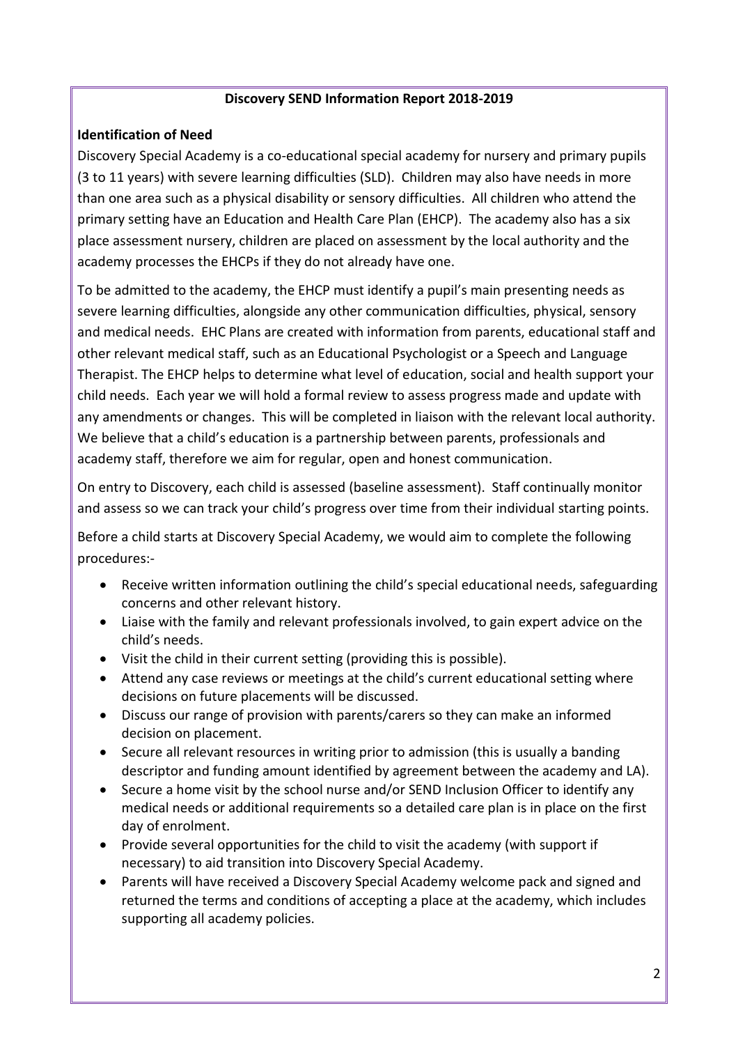**Discovery SEND Information Report 2018-2019**

**Identification of Need**

Discovery Special Academy is a co-educational special academy for nursery and primary pupils (3 to 11 years) with severe learning difficulties (SLD). Children may also have needs in more than one area such as a physical disability or sensory difficulties. All children who attend the primary setting have an Education and Health Care Plan (EHCP). The academy also has a six place assessment nursery, children are placed on assessment by the local authority and the academy processes the EHCPs if they do not already have one.

To be admitted to the academy, the EHCP must identify a pupil's main presenting needs as severe learning difficulties, alongside any other communication difficulties, physical, sensory and medical needs. EHC Plans are created with information from parents, educational staff and other relevant medical staff, such as an Educational Psychologist or a Speech and Language Therapist. The EHCP helps to determine what level of education, social and health support your child needs. Each year we will hold a formal review to assess progress made and update with any amendments or changes. This will be completed in liaison with the relevant local authority. We believe that a child's education is a partnership between parents, professionals and academy staff, therefore we aim for regular, open and honest communication.

On entry to Discovery, each child is assessed (baseline assessment). Staff continually monitor and assess so we can track your child's progress over time from their individual starting points.

Before a child starts at Discovery Special Academy, we would aim to complete the following procedures:-

- Receive written information outlining the child's special educational needs, safeguarding concerns and other relevant history.
- Liaise with the family and relevant professionals involved, to gain expert advice on the child's needs.
- Visit the child in their current setting (providing this is possible).
- Attend any case reviews or meetings at the child's current educational setting where decisions on future placements will be discussed.
- Discuss our range of provision with parents/carers so they can make an informed decision on placement.
- Secure all relevant resources in writing prior to admission (this is usually a banding descriptor and funding amount identified by agreement between the academy and LA).
- Secure a home visit by the school nurse and/or SEND Inclusion Officer to identify any medical needs or additional requirements so a detailed care plan is in place on the first day of enrolment.
- Provide several opportunities for the child to visit the academy (with support if necessary) to aid transition into Discovery Special Academy.
- Parents will have received a Discovery Special Academy welcome pack and signed and returned the terms and conditions of accepting a place at the academy, which includes supporting all academy policies.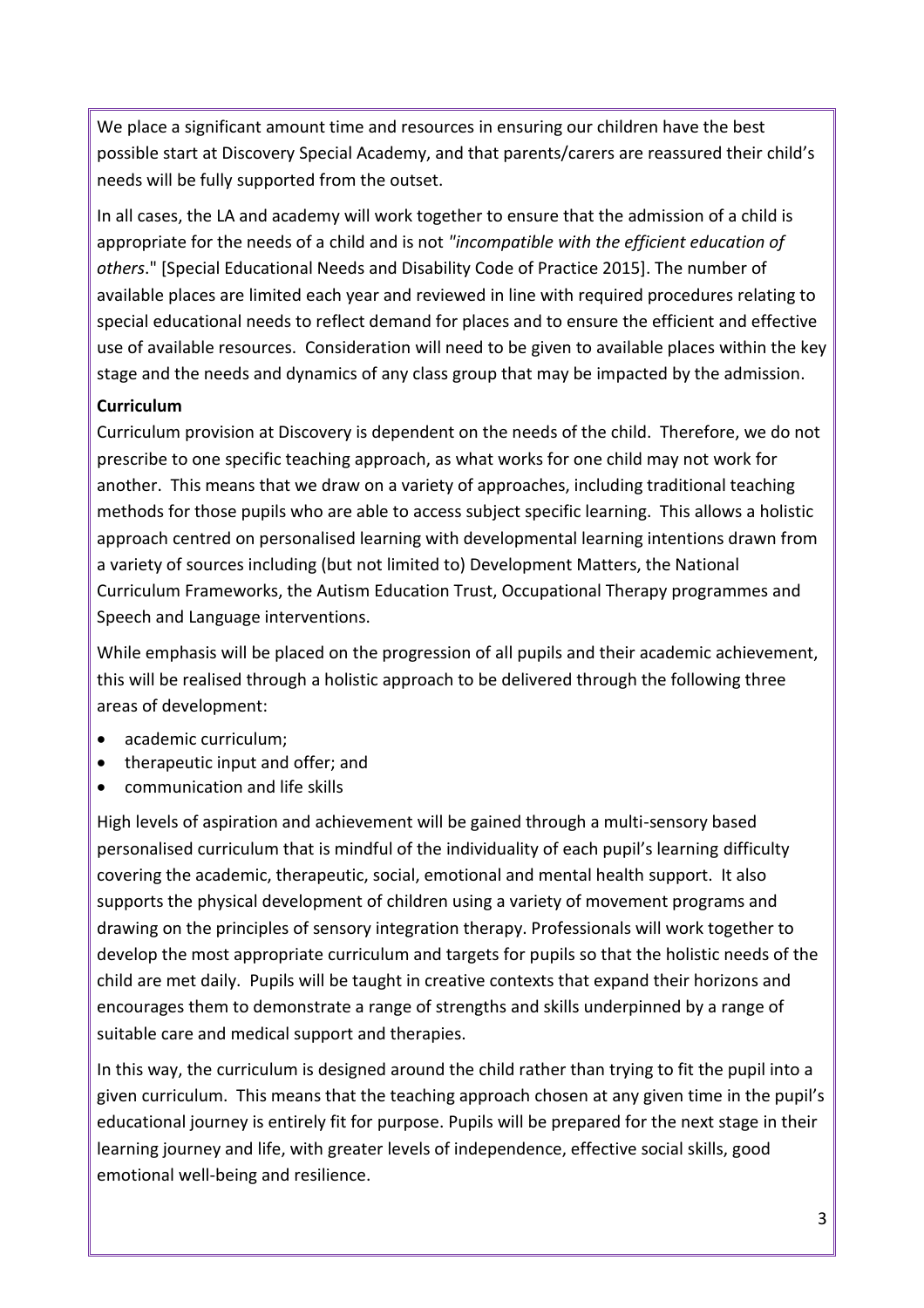We place a significant amount time and resources in ensuring our children have the best possible start at Discovery Special Academy, and that parents/carers are reassured their child's needs will be fully supported from the outset.

In all cases, the LA and academy will work together to ensure that the admission of a child is appropriate for the needs of a child and is not *"incompatible with the efficient education of others*." [Special Educational Needs and Disability Code of Practice 2015]. The number of available places are limited each year and reviewed in line with required procedures relating to special educational needs to reflect demand for places and to ensure the efficient and effective use of available resources. Consideration will need to be given to available places within the key stage and the needs and dynamics of any class group that may be impacted by the admission.

**Curriculum**

Curriculum provision at Discovery is dependent on the needs of the child. Therefore, we do not prescribe to one specific teaching approach, as what works for one child may not work for another. This means that we draw on a variety of approaches, including traditional teaching methods for those pupils who are able to access subject specific learning. This allows a holistic approach centred on personalised learning with developmental learning intentions drawn from a variety of sources including (but not limited to) Development Matters, the National Curriculum Frameworks, the Autism Education Trust, Occupational Therapy programmes and Speech and Language interventions.

While emphasis will be placed on the progression of all pupils and their academic achievement, this will be realised through a holistic approach to be delivered through the following three areas of development:

- academic curriculum;
- therapeutic input and offer; and
- communication and life skills

High levels of aspiration and achievement will be gained through a multi-sensory based personalised curriculum that is mindful of the individuality of each pupil's learning difficulty covering the academic, therapeutic, social, emotional and mental health support. It also supports the physical development of children using a variety of movement programs and drawing on the principles of sensory integration therapy. Professionals will work together to develop the most appropriate curriculum and targets for pupils so that the holistic needs of the child are met daily. Pupils will be taught in creative contexts that expand their horizons and encourages them to demonstrate a range of strengths and skills underpinned by a range of suitable care and medical support and therapies.

In this way, the curriculum is designed around the child rather than trying to fit the pupil into a given curriculum. This means that the teaching approach chosen at any given time in the pupil's educational journey is entirely fit for purpose. Pupils will be prepared for the next stage in their learning journey and life, with greater levels of independence, effective social skills, good emotional well-being and resilience.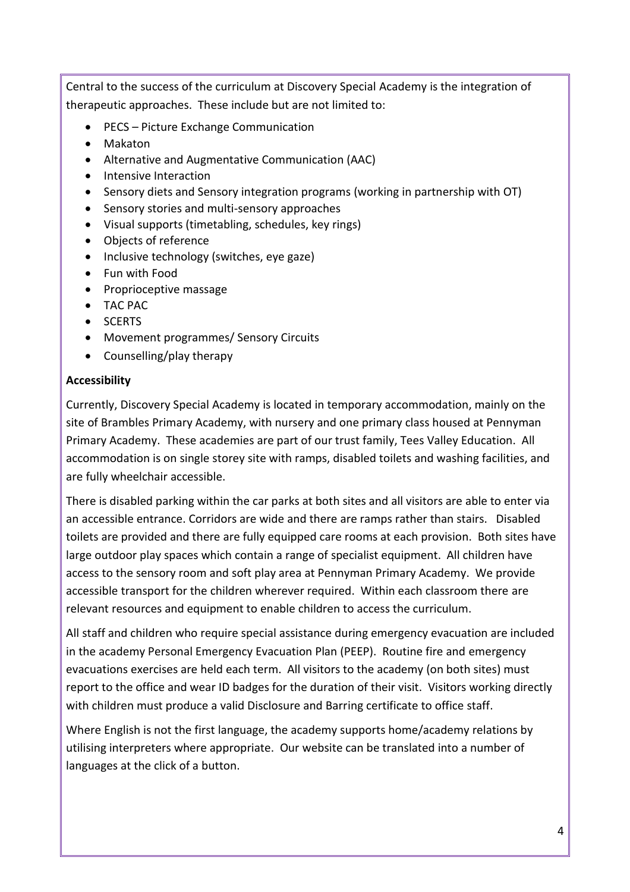Central to the success of the curriculum at Discovery Special Academy is the integration of therapeutic approaches. These include but are not limited to:

- PECS – Picture Exchange Communication
- Makaton
- Alternative and Augmentative Communication (AAC)
- Intensive Interaction
- Sensory diets and Sensory integration programs (working in partnership with OT)
- Sensory stories and multi-sensory approaches
- Visual supports (timetabling, schedules, key rings)
- Objects of reference
- Inclusive technology (switches, eye gaze)
- Fun with Food
- Proprioceptive massage
- TAC PAC
- SCERTS
- Movement programmes/ Sensory Circuits
- Counselling/play therapy

**Accessibility**

Currently, Discovery Special Academy is located in temporary accommodation, mainly on the site of Brambles Primary Academy, with nursery and one primary class housed at Pennyman Primary Academy. These academies are part of our trust family, Tees Valley Education. All accommodation is on single storey site with ramps, disabled toilets and washing facilities, and are fully wheelchair accessible.

There is disabled parking within the car parks at both sites and all visitors are able to enter via an accessible entrance. Corridors are wide and there are ramps rather than stairs. Disabled toilets are provided and there are fully equipped care rooms at each provision. Both sites have large outdoor play spaces which contain a range of specialist equipment. All children have access to the sensory room and soft play area at Pennyman Primary Academy. We provide accessible transport for the children wherever required. Within each classroom there are relevant resources and equipment to enable children to access the curriculum.

All staff and children who require special assistance during emergency evacuation are included in the academy Personal Emergency Evacuation Plan (PEEP). Routine fire and emergency evacuations exercises are held each term. All visitors to the academy (on both sites) must report to the office and wear ID badges for the duration of their visit. Visitors working directly with children must produce a valid Disclosure and Barring certificate to office staff.

Where English is not the first language, the academy supports home/academy relations by utilising interpreters where appropriate. Our website can be translated into a number of languages at the click of a button.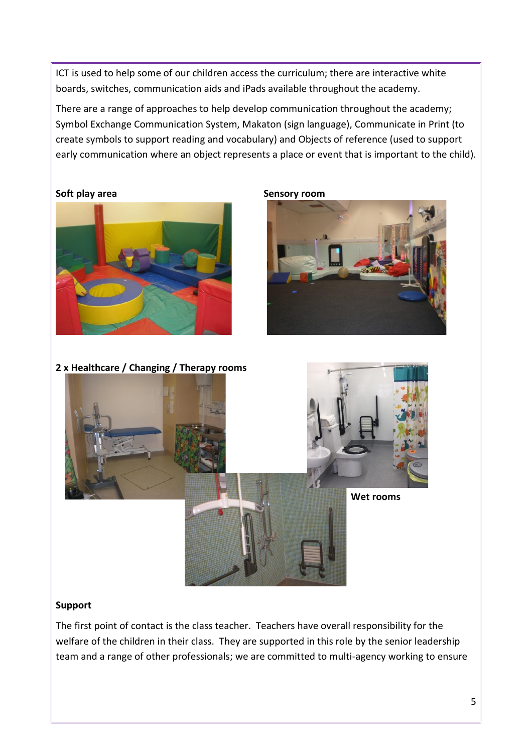ICT is used to help some of our children access the curriculum; there are interactive white boards, switches, communication aids and iPads available throughout the academy.

There are a range of approaches to help develop communication throughout the academy; Symbol Exchange Communication System, Makaton (sign language), Communicate in Print (to create symbols to support reading and vocabulary) and Objects of reference (used to support early communication where an object represents a place or event that is important to the child).

**Soft play area**

**Sensory room**

**2 x Healthcare / Changing / Therapy rooms**

**Wet rooms**

**Support**

The first point of contact is the class teacher. Teachers have overall responsibility for the welfare of the children in their class. They are supported in this role by the senior leadership team and a range of other professionals; we are committed to multi-agency working to ensure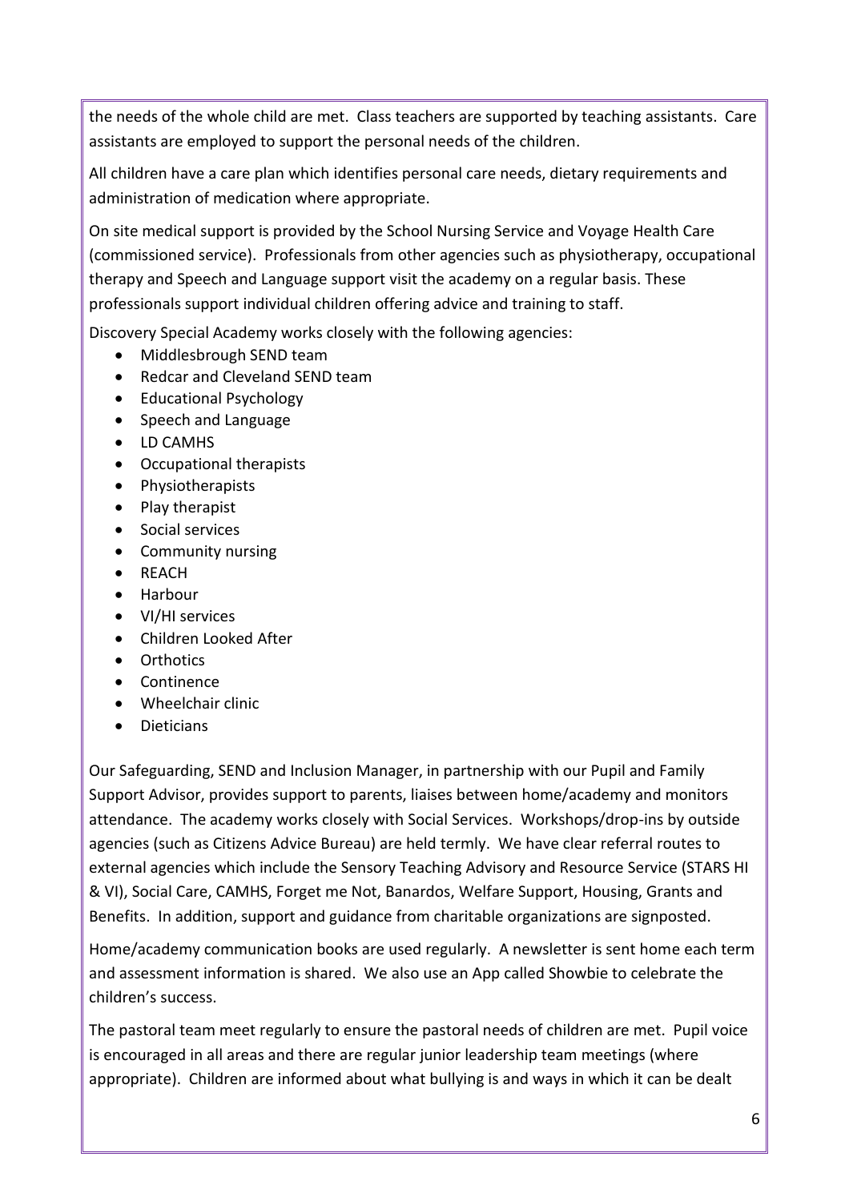the needs of the whole child are met. Class teachers are supported by teaching assistants. Care assistants are employed to support the personal needs of the children.

All children have a care plan which identifies personal care needs, dietary requirements and administration of medication where appropriate.

On site medical support is provided by the School Nursing Service and Voyage Health Care (commissioned service). Professionals from other agencies such as physiotherapy, occupational therapy and Speech and Language support visit the academy on a regular basis. These professionals support individual children offering advice and training to staff.

Discovery Special Academy works closely with the following agencies:

- Middlesbrough SEND team
- Redcar and Cleveland SEND team
- Educational Psychology
- Speech and Language
- LD CAMHS
- Occupational therapists
- Physiotherapists
- Play therapist
- Social services
- Community nursing
- REACH
- Harbour
- VI/HI services
- Children Looked After
- Orthotics
- Continence
- Wheelchair clinic
- Dieticians

Our Safeguarding, SEND and Inclusion Manager, in partnership with our Pupil and Family Support Advisor, provides support to parents, liaises between home/academy and monitors attendance. The academy works closely with Social Services. Workshops/drop-ins by outside agencies (such as Citizens Advice Bureau) are held termly. We have clear referral routes to external agencies which include the Sensory Teaching Advisory and Resource Service (STARS HI & VI), Social Care, CAMHS, Forget me Not, Banardos, Welfare Support, Housing, Grants and Benefits. In addition, support and guidance from charitable organizations are signposted.

Home/academy communication books are used regularly. A newsletter is sent home each term and assessment information is shared. We also use an App called Showbie to celebrate the children's success.

The pastoral team meet regularly to ensure the pastoral needs of children are met. Pupil voice is encouraged in all areas and there are regular junior leadership team meetings (where appropriate). Children are informed about what bullying is and ways in which it can be dealt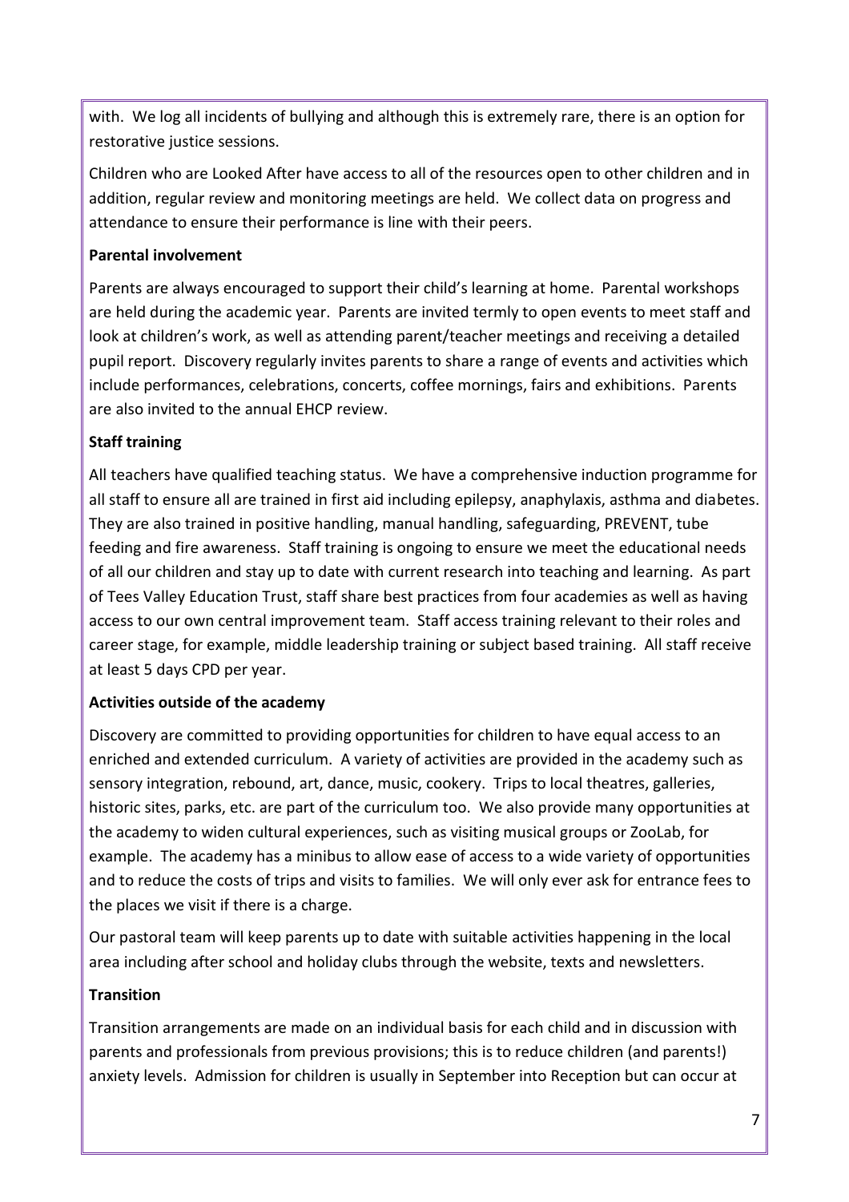with. We log all incidents of bullying and although this is extremely rare, there is an option for restorative justice sessions.

Children who are Looked After have access to all of the resources open to other children and in addition, regular review and monitoring meetings are held. We collect data on progress and attendance to ensure their performance is line with their peers.

**Parental involvement**

Parents are always encouraged to support their child's learning at home. Parental workshops are held during the academic year. Parents are invited termly to open events to meet staff and look at children's work, as well as attending parent/teacher meetings and receiving a detailed pupil report. Discovery regularly invites parents to share a range of events and activities which include performances, celebrations, concerts, coffee mornings, fairs and exhibitions. Parents are also invited to the annual EHCP review.

**Staff training**

All teachers have qualified teaching status. We have a comprehensive induction programme for all staff to ensure all are trained in first aid including epilepsy, anaphylaxis, asthma and diabetes. They are also trained in positive handling, manual handling, safeguarding, PREVENT, tube feeding and fire awareness. Staff training is ongoing to ensure we meet the educational needs of all our children and stay up to date with current research into teaching and learning. As part of Tees Valley Education Trust, staff share best practices from four academies as well as having access to our own central improvement team. Staff access training relevant to their roles and career stage, for example, middle leadership training or subject based training. All staff receive at least 5 days CPD per year.

**Activities outside of the academy**

Discovery are committed to providing opportunities for children to have equal access to an enriched and extended curriculum. A variety of activities are provided in the academy such as sensory integration, rebound, art, dance, music, cookery. Trips to local theatres, galleries, historic sites, parks, etc. are part of the curriculum too. We also provide many opportunities at the academy to widen cultural experiences, such as visiting musical groups or ZooLab, for example. The academy has a minibus to allow ease of access to a wide variety of opportunities and to reduce the costs of trips and visits to families. We will only ever ask for entrance fees to the places we visit if there is a charge.

Our pastoral team will keep parents up to date with suitable activities happening in the local area including after school and holiday clubs through the website, texts and newsletters.

**Transition**

Transition arrangements are made on an individual basis for each child and in discussion with parents and professionals from previous provisions; this is to reduce children (and parents!) anxiety levels. Admission for children is usually in September into Reception but can occur at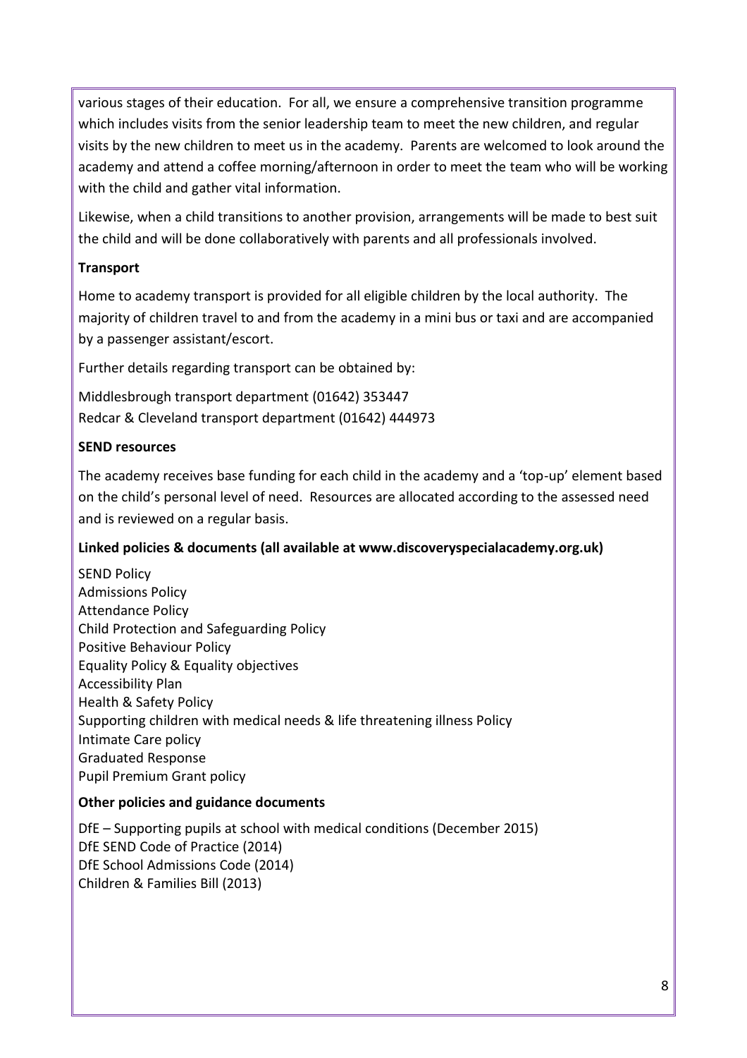various stages of their education. For all, we ensure a comprehensive transition programme which includes visits from the senior leadership team to meet the new children, and regular visits by the new children to meet us in the academy. Parents are welcomed to look around the academy and attend a coffee morning/afternoon in order to meet the team who will be working with the child and gather vital information.

Likewise, when a child transitions to another provision, arrangements will be made to best suit the child and will be done collaboratively with parents and all professionals involved.

**Transport**

Home to academy transport is provided for all eligible children by the local authority. The majority of children travel to and from the academy in a mini bus or taxi and are accompanied by a passenger assistant/escort.

Further details regarding transport can be obtained by:

Middlesbrough transport department (01642) 353447
Redcar & Cleveland transport department (01642) 444973

**SEND resources**

The academy receives base funding for each child in the academy and a 'top-up' element based on the child's personal level of need. Resources are allocated according to the assessed need and is reviewed on a regular basis.

**Linked policies & documents (all available at www.discoveryspecialacademy.org.uk)**

SEND Policy
Admissions Policy
Attendance Policy
Child Protection and Safeguarding Policy
Positive Behaviour Policy
Equality Policy & Equality objectives
Accessibility Plan
Health & Safety Policy
Supporting children with medical needs & life threatening illness Policy
Intimate Care policy
Graduated Response
Pupil Premium Grant policy

**Other policies and guidance documents**

DfE – Supporting pupils at school with medical conditions (December 2015)
DfE SEND Code of Practice (2014)
DfE School Admissions Code (2014)
Children & Families Bill (2013)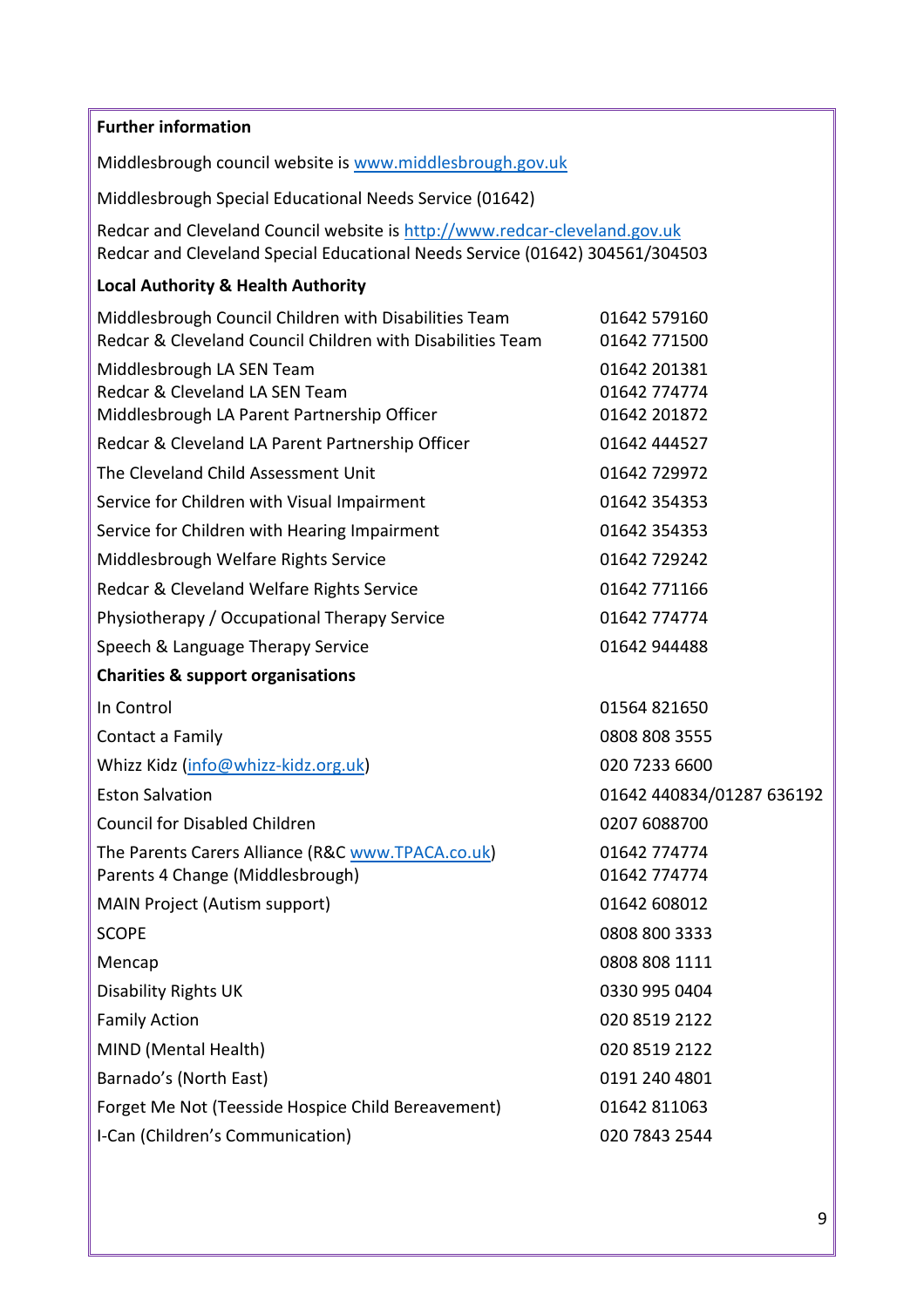**Further information**

Middlesbrough council website is [www.middlesbrough.gov.uk](http://www.middlesbrough.gov.uk)

Middlesbrough Special Educational Needs Service (01642)

Redcar and Cleveland Council website is [http://www.redcar-cleveland.gov.uk](http://www.redcar-cleveland.gov.uk)
Redcar and Cleveland Special Educational Needs Service (01642) 304561/304503

**Local Authority & Health Authority**

| | |
|---|---|
| Middlesbrough Council Children with Disabilities Team | 01642 579160 |
| Redcar & Cleveland Council Children with Disabilities Team | 01642 771500 |
| Middlesbrough LA SEN Team | 01642 201381 |
| Redcar & Cleveland LA SEN Team | 01642 774774 |
| Middlesbrough LA Parent Partnership Officer | 01642 201872 |
| Redcar & Cleveland LA Parent Partnership Officer | 01642 444527 |
| The Cleveland Child Assessment Unit | 01642 729972 |
| Service for Children with Visual Impairment | 01642 354353 |
| Service for Children with Hearing Impairment | 01642 354353 |
| Middlesbrough Welfare Rights Service | 01642 729242 |
| Redcar & Cleveland Welfare Rights Service | 01642 771166 |
| Physiotherapy / Occupational Therapy Service | 01642 774774 |
| Speech & Language Therapy Service | 01642 944488 |

**Charities & support organisations**

| | |
|---|---|
| In Control | 01564 821650 |
| Contact a Family | 0808 808 3555 |
| Whizz Kidz ([info@whizz-kidz.org.uk](mailto:info@whizz-kidz.org.uk)) | 020 7233 6600 |
| Eston Salvation | 01642 440834/01287 636192 |
| Council for Disabled Children | 0207 6088700 |
| The Parents Carers Alliance (R&C [www.TPACA.co.uk](http://www.TPACA.co.uk)) | 01642 774774 |
| Parents 4 Change (Middlesbrough) | 01642 774774 |
| MAIN Project (Autism support) | 01642 608012 |
| SCOPE | 0808 800 3333 |
| Mencap | 0808 808 1111 |
| Disability Rights UK | 0330 995 0404 |
| Family Action | 020 8519 2122 |
| MIND (Mental Health) | 020 8519 2122 |
| Barnado's (North East) | 0191 240 4801 |
| Forget Me Not (Teesside Hospice Child Bereavement) | 01642 811063 |
| I-Can (Children's Communication) | 020 7843 2544 |